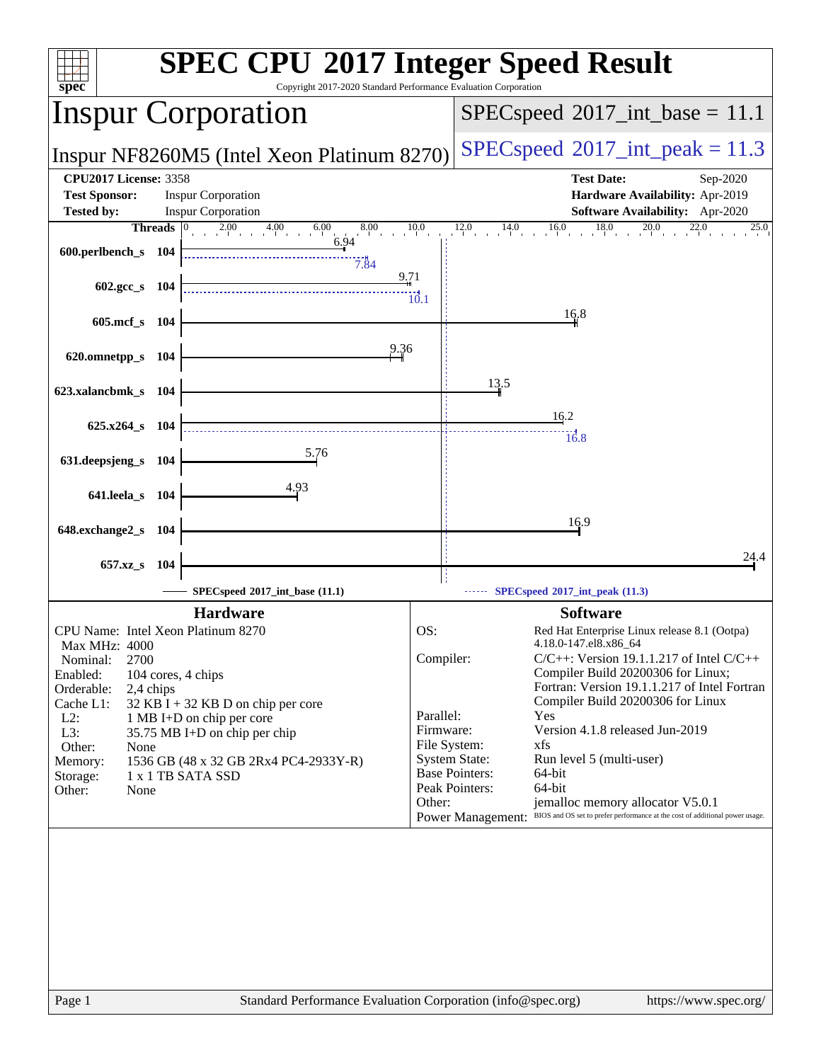# SPEC CPU 2017 Integer Speed Result

Copyright 2017-2020 Standard Performance Evaluation Corporation

## Inspur Corporation

Inspur NF8260M5 (Intel Xeon Platinum 8270)

SPECspeed 2017_int_base = 11.1

SPECspeed 2017_int_peak = 11.3

**CPU2017 License:** 3358
**Test Sponsor:** Inspur Corporation
**Tested by:** Inspur Corporation

**Test Date:** Sep-2020
**Hardware Availability:** Apr-2019
**Software Availability:** Apr-2020

Threads 0 2.00 4.00 6.00 8.00 10.0 12.0 14.0 16.0 18.0 20.0 22.0 25.0

600.perlbench_s 104 6.94 7.84
602.gcc_s 104 9.71 10.1
605.mcf_s 104 16.8
620.omnetpp_s 104 9.36
623.xalancbmk_s 104 13.5
625.x264_s 104 16.2 16.8
631.deepsjeng_s 104 5.76
641.leela_s 104 4.93
648.exchange2_s 104 16.9
657.xz_s 104 24.4

SPECspeed 2017_int_base (11.1)
SPECspeed 2017_int_peak (11.3)

### Hardware

CPU Name: Intel Xeon Platinum 8270
Max MHz: 4000
Nominal: 2700
Enabled: 104 cores, 4 chips
Orderable: 2,4 chips
Cache L1: 32 KB I + 32 KB D on chip per core
L2: 1 MB I+D on chip per core
L3: 35.75 MB I+D on chip per chip
Other: None
Memory: 1536 GB (48 x 32 GB 2Rx4 PC4-2933Y-R)
Storage: 1 x 1 TB SATA SSD
Other: None

### Software

OS: Red Hat Enterprise Linux release 8.1 (Ootpa) 4.18.0-147.el8.x86_64
Compiler: C/C++: Version 19.1.1.217 of Intel C/C++ Compiler Build 20200306 for Linux; Fortran: Version 19.1.1.217 of Intel Fortran Compiler Build 20200306 for Linux
Parallel: Yes
Firmware: Version 4.1.8 released Jun-2019
File System: xfs
System State: Run level 5 (multi-user)
Base Pointers: 64-bit
Peak Pointers: 64-bit
Other: jemalloc memory allocator V5.0.1
Power Management: BIOS and OS set to prefer performance at the cost of additional power usage.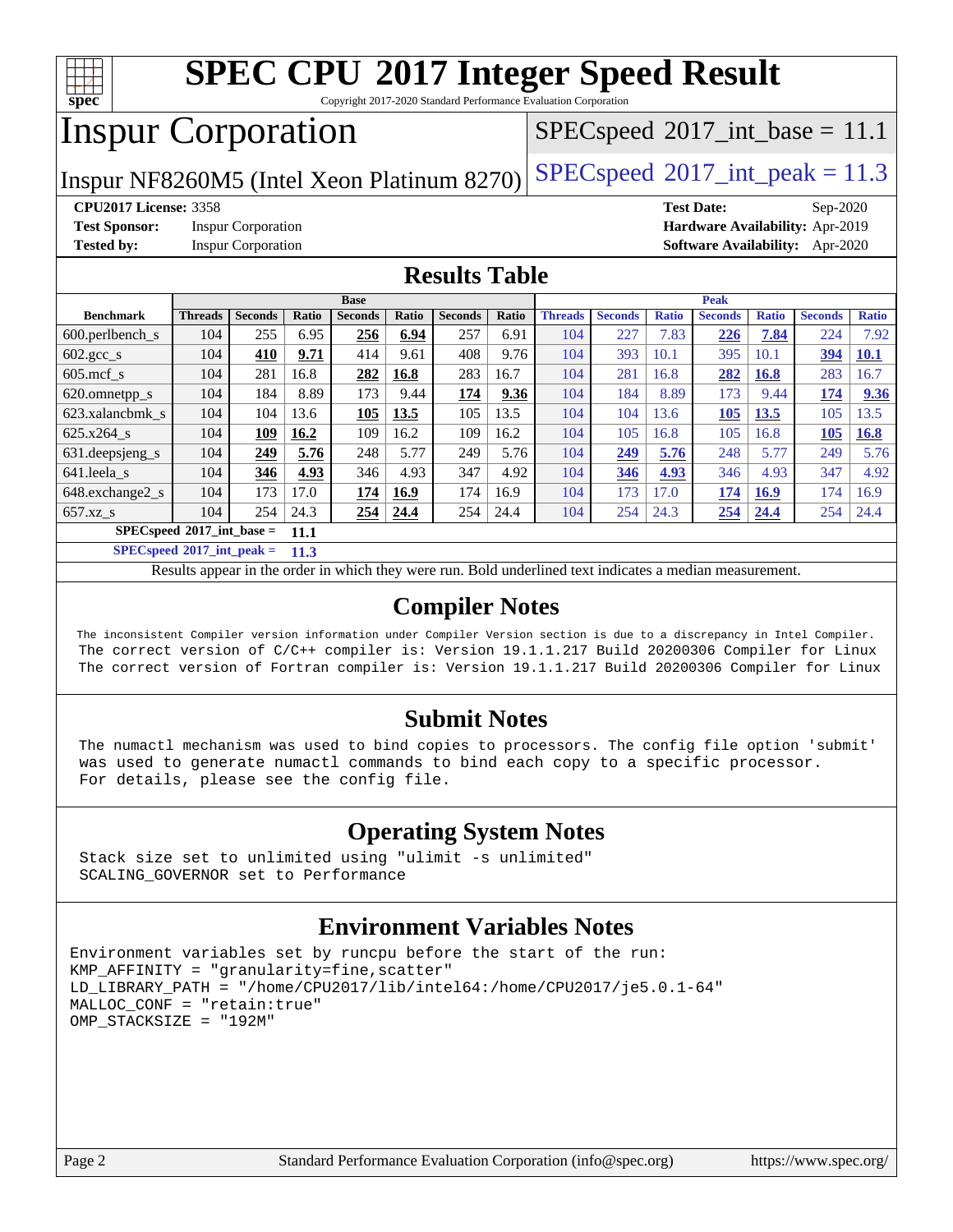# SPEC CPU 2017 Integer Speed Result

Copyright 2017-2020 Standard Performance Evaluation Corporation

## Inspur Corporation

Inspur NF8260M5 (Intel Xeon Platinum 8270)

SPECspeed 2017_int_base = 11.1

SPECspeed 2017_int_peak = 11.3

**CPU2017 License:** 3358
**Test Sponsor:** Inspur Corporation
**Tested by:** Inspur Corporation
**Test Date:** Sep-2020
**Hardware Availability:** Apr-2019
**Software Availability:** Apr-2020

## Results Table

| | Base | | | | | | | Peak | | | | | | |
|---|---|---|---|---|---|---|---|---|---|---|---|---|---|---|
| **Benchmark** | **Threads** | **Seconds** | **Ratio** | **Seconds** | **Ratio** | **Seconds** | **Ratio** | **Threads** | **Seconds** | **Ratio** | **Seconds** | **Ratio** | **Seconds** | **Ratio** |
| 600.perlbench_s | 104 | 255 | 6.95 | **256** | **6.94** | 257 | 6.91 | 104 | 227 | 7.83 | **226** | **7.84** | 224 | 7.92 |
| 602.gcc_s | 104 | **410** | **9.71** | 414 | 9.61 | 408 | 9.76 | 104 | 393 | 10.1 | 395 | 10.1 | **394** | **10.1** |
| 605.mcf_s | 104 | 281 | 16.8 | **282** | **16.8** | 283 | 16.7 | 104 | 281 | 16.8 | **282** | **16.8** | 283 | 16.7 |
| 620.omnetpp_s | 104 | 184 | 8.89 | 173 | 9.44 | **174** | **9.36** | 104 | 184 | 8.89 | 173 | 9.44 | **174** | **9.36** |
| 623.xalancbmk_s | 104 | 104 | 13.6 | **105** | **13.5** | 105 | 13.5 | 104 | 104 | 13.6 | **105** | **13.5** | 105 | 13.5 |
| 625.x264_s | 104 | **109** | **16.2** | 109 | 16.2 | 109 | 16.2 | 104 | 105 | 16.8 | 105 | 16.8 | **105** | **16.8** |
| 631.deepsjeng_s | 104 | **249** | **5.76** | 248 | 5.77 | 249 | 5.76 | 104 | **249** | **5.76** | 248 | 5.77 | 249 | 5.76 |
| 641.leela_s | 104 | **346** | **4.93** | 346 | 4.93 | 347 | 4.92 | 104 | **346** | **4.93** | 346 | 4.93 | 347 | 4.92 |
| 648.exchange2_s | 104 | 173 | 17.0 | **174** | **16.9** | 174 | 16.9 | 104 | 173 | 17.0 | **174** | **16.9** | 174 | 16.9 |
| 657.xz_s | 104 | 254 | 24.3 | **254** | **24.4** | 254 | 24.4 | 104 | 254 | 24.3 | **254** | **24.4** | 254 | 24.4 |

**SPECspeed 2017_int_base = 11.1**

**SPECspeed 2017_int_peak = 11.3**

Results appear in the order in which they were run. Bold underlined text indicates a median measurement.

## Compiler Notes

```
The inconsistent Compiler version information under Compiler Version section is due to a discrepancy in Intel Compiler.
The correct version of C/C++ compiler is: Version 19.1.1.217 Build 20200306 Compiler for Linux
The correct version of Fortran compiler is: Version 19.1.1.217 Build 20200306 Compiler for Linux
```

## Submit Notes

```
The numactl mechanism was used to bind copies to processors. The config file option 'submit'
was used to generate numactl commands to bind each copy to a specific processor.
For details, please see the config file.
```

## Operating System Notes

```
Stack size set to unlimited using "ulimit -s unlimited"
SCALING_GOVERNOR set to Performance
```

## Environment Variables Notes

```
Environment variables set by runcpu before the start of the run:
KMP_AFFINITY = "granularity=fine,scatter"
LD_LIBRARY_PATH = "/home/CPU2017/lib/intel64:/home/CPU2017/je5.0.1-64"
MALLOC_CONF = "retain:true"
OMP_STACKSIZE = "192M"
```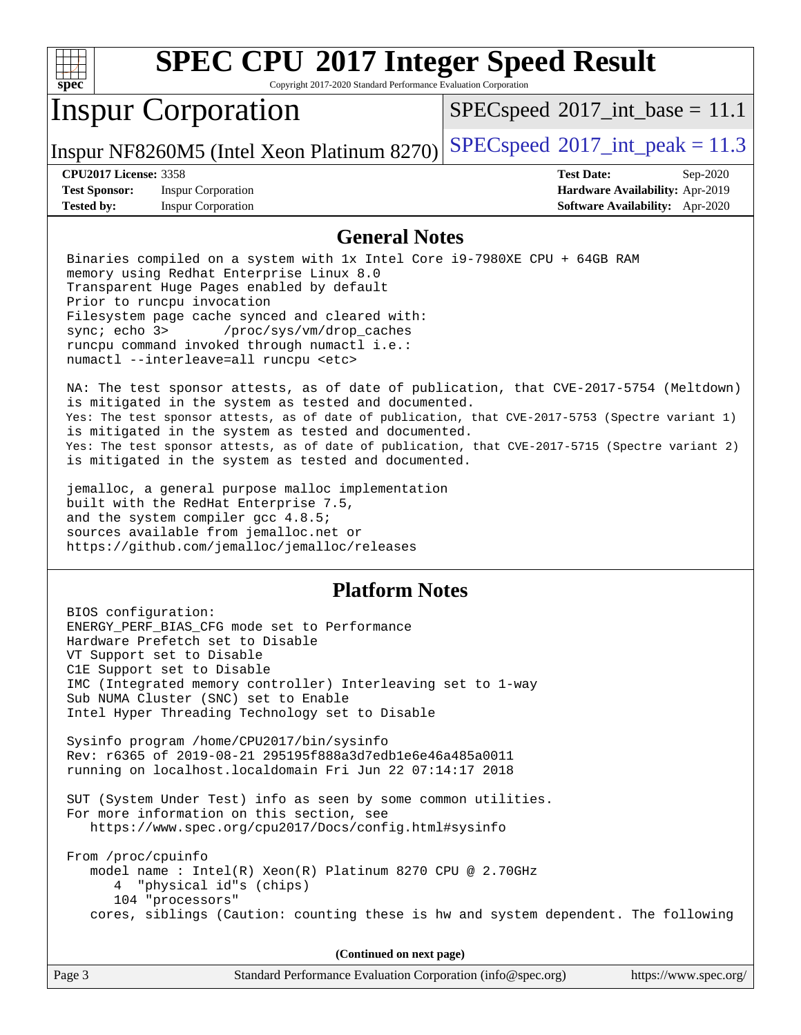# SPEC CPU 2017 Integer Speed Result

Copyright 2017-2020 Standard Performance Evaluation Corporation

## Inspur Corporation

Inspur NF8260M5 (Intel Xeon Platinum 8270)

SPECspeed 2017_int_base = 11.1

SPECspeed 2017_int_peak = 11.3

**CPU2017 License:** 3358
**Test Sponsor:** Inspur Corporation
**Tested by:** Inspur Corporation

**Test Date:** Sep-2020
**Hardware Availability:** Apr-2019
**Software Availability:** Apr-2020

## General Notes

```
Binaries compiled on a system with 1x Intel Core i9-7980XE CPU + 64GB RAM
memory using Redhat Enterprise Linux 8.0
Transparent Huge Pages enabled by default
Prior to runcpu invocation
Filesystem page cache synced and cleared with:
sync; echo 3>       /proc/sys/vm/drop_caches
runcpu command invoked through numactl i.e.:
numactl --interleave=all runcpu <etc>

NA: The test sponsor attests, as of date of publication, that CVE-2017-5754 (Meltdown)
is mitigated in the system as tested and documented.
Yes: The test sponsor attests, as of date of publication, that CVE-2017-5753 (Spectre variant 1)
is mitigated in the system as tested and documented.
Yes: The test sponsor attests, as of date of publication, that CVE-2017-5715 (Spectre variant 2)
is mitigated in the system as tested and documented.

jemalloc, a general purpose malloc implementation
built with the RedHat Enterprise 7.5,
and the system compiler gcc 4.8.5;
sources available from jemalloc.net or
https://github.com/jemalloc/jemalloc/releases
```

## Platform Notes

```
BIOS configuration:
ENERGY_PERF_BIAS_CFG mode set to Performance
Hardware Prefetch set to Disable
VT Support set to Disable
C1E Support set to Disable
IMC (Integrated memory controller) Interleaving set to 1-way
Sub NUMA Cluster (SNC) set to Enable
Intel Hyper Threading Technology set to Disable

Sysinfo program /home/CPU2017/bin/sysinfo
Rev: r6365 of 2019-08-21 295195f888a3d7edb1e6e46a485a0011
running on localhost.localdomain Fri Jun 22 07:14:17 2018

SUT (System Under Test) info as seen by some common utilities.
For more information on this section, see
   https://www.spec.org/cpu2017/Docs/config.html#sysinfo

From /proc/cpuinfo
   model name : Intel(R) Xeon(R) Platinum 8270 CPU @ 2.70GHz
      4  "physical id"s (chips)
      104 "processors"
   cores, siblings (Caution: counting these is hw and system dependent. The following
```

(Continued on next page)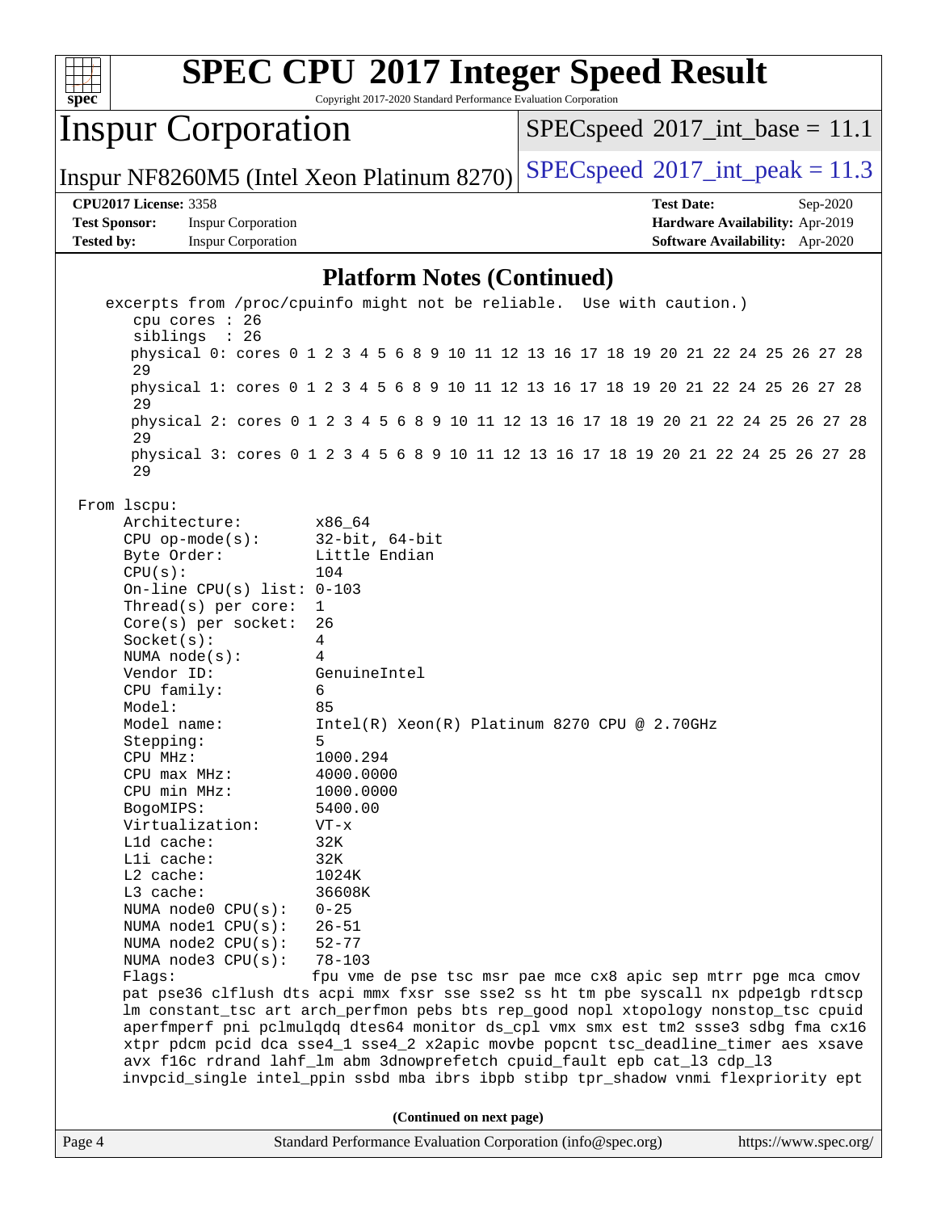# SPEC CPU 2017 Integer Speed Result

Copyright 2017-2020 Standard Performance Evaluation Corporation

## Inspur Corporation

Inspur NF8260M5 (Intel Xeon Platinum 8270)

SPECspeed 2017_int_base = 11.1

SPECspeed 2017_int_peak = 11.3

**CPU2017 License:** 3358
**Test Sponsor:** Inspur Corporation
**Tested by:** Inspur Corporation

**Test Date:** Sep-2020
**Hardware Availability:** Apr-2019
**Software Availability:** Apr-2020

### Platform Notes (Continued)

```
    excerpts from /proc/cpuinfo might not be reliable.  Use with caution.)
       cpu cores : 26
       siblings  : 26
       physical 0: cores 0 1 2 3 4 5 6 8 9 10 11 12 13 16 17 18 19 20 21 22 24 25 26 27 28
       29
       physical 1: cores 0 1 2 3 4 5 6 8 9 10 11 12 13 16 17 18 19 20 21 22 24 25 26 27 28
       29
       physical 2: cores 0 1 2 3 4 5 6 8 9 10 11 12 13 16 17 18 19 20 21 22 24 25 26 27 28
       29
       physical 3: cores 0 1 2 3 4 5 6 8 9 10 11 12 13 16 17 18 19 20 21 22 24 25 26 27 28
       29

 From lscpu:
      Architecture:          x86_64
      CPU op-mode(s):        32-bit, 64-bit
      Byte Order:            Little Endian
      CPU(s):                104
      On-line CPU(s) list: 0-103
      Thread(s) per core:  1
      Core(s) per socket:  26
      Socket(s):             4
      NUMA node(s):          4
      Vendor ID:             GenuineIntel
      CPU family:            6
      Model:                 85
      Model name:            Intel(R) Xeon(R) Platinum 8270 CPU @ 2.70GHz
      Stepping:              5
      CPU MHz:               1000.294
      CPU max MHz:           4000.0000
      CPU min MHz:           1000.0000
      BogoMIPS:              5400.00
      Virtualization:        VT-x
      L1d cache:             32K
      L1i cache:             32K
      L2 cache:              1024K
      L3 cache:              36608K
      NUMA node0 CPU(s):     0-25
      NUMA node1 CPU(s):     26-51
      NUMA node2 CPU(s):     52-77
      NUMA node3 CPU(s):     78-103
      Flags:                 fpu vme de pse tsc msr pae mce cx8 apic sep mtrr pge mca cmov
      pat pse36 clflush dts acpi mmx fxsr sse sse2 ss ht tm pbe syscall nx pdpe1gb rdtscp
      lm constant_tsc art arch_perfmon pebs bts rep_good nopl xtopology nonstop_tsc cpuid
      aperfmperf pni pclmulqdq dtes64 monitor ds_cpl vmx smx est tm2 ssse3 sdbg fma cx16
      xtpr pdcm pcid dca sse4_1 sse4_2 x2apic movbe popcnt tsc_deadline_timer aes xsave
      avx f16c rdrand lahf_lm abm 3dnowprefetch cpuid_fault epb cat_l3 cdp_l3
      invpcid_single intel_ppin ssbd mba ibrs ibpb stibp tpr_shadow vnmi flexpriority ept
```

(Continued on next page)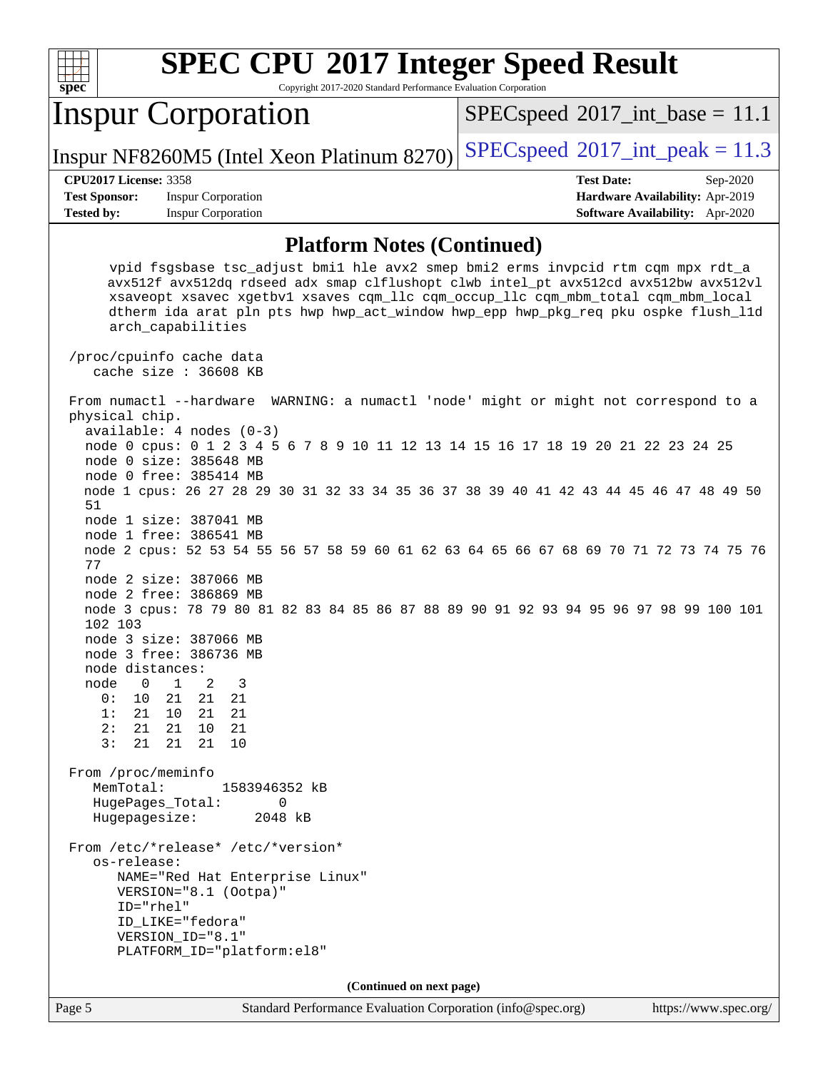# SPEC CPU 2017 Integer Speed Result

Copyright 2017-2020 Standard Performance Evaluation Corporation

## Inspur Corporation

Inspur NF8260M5 (Intel Xeon Platinum 8270)

SPECspeed 2017_int_base = 11.1

SPECspeed 2017_int_peak = 11.3

**CPU2017 License:** 3358
**Test Sponsor:** Inspur Corporation
**Tested by:** Inspur Corporation

**Test Date:** Sep-2020
**Hardware Availability:** Apr-2019
**Software Availability:** Apr-2020

### Platform Notes (Continued)

```
     vpid fsgsbase tsc_adjust bmi1 hle avx2 smep bmi2 erms invpcid rtm cqm mpx rdt_a
     avx512f avx512dq rdseed adx smap clflushopt clwb intel_pt avx512cd avx512bw avx512vl
     xsaveopt xsavec xgetbv1 xsaves cqm_llc cqm_occup_llc cqm_mbm_total cqm_mbm_local
     dtherm ida arat pln pts hwp hwp_act_window hwp_epp hwp_pkg_req pku ospke flush_l1d
     arch_capabilities

 /proc/cpuinfo cache data
    cache size : 36608 KB

 From numactl --hardware  WARNING: a numactl 'node' might or might not correspond to a
 physical chip.
   available: 4 nodes (0-3)
   node 0 cpus: 0 1 2 3 4 5 6 7 8 9 10 11 12 13 14 15 16 17 18 19 20 21 22 23 24 25
   node 0 size: 385648 MB
   node 0 free: 385414 MB
   node 1 cpus: 26 27 28 29 30 31 32 33 34 35 36 37 38 39 40 41 42 43 44 45 46 47 48 49 50
   51
   node 1 size: 387041 MB
   node 1 free: 386541 MB
   node 2 cpus: 52 53 54 55 56 57 58 59 60 61 62 63 64 65 66 67 68 69 70 71 72 73 74 75 76
   77
   node 2 size: 387066 MB
   node 2 free: 386869 MB
   node 3 cpus: 78 79 80 81 82 83 84 85 86 87 88 89 90 91 92 93 94 95 96 97 98 99 100 101
   102 103
   node 3 size: 387066 MB
   node 3 free: 386736 MB
   node distances:
   node   0   1   2   3
     0:  10  21  21  21
     1:  21  10  21  21
     2:  21  21  10  21
     3:  21  21  21  10

 From /proc/meminfo
    MemTotal:       1583946352 kB
    HugePages_Total:       0
    Hugepagesize:       2048 kB

 From /etc/*release* /etc/*version*
    os-release:
       NAME="Red Hat Enterprise Linux"
       VERSION="8.1 (Ootpa)"
       ID="rhel"
       ID_LIKE="fedora"
       VERSION_ID="8.1"
       PLATFORM_ID="platform:el8"
```

(Continued on next page)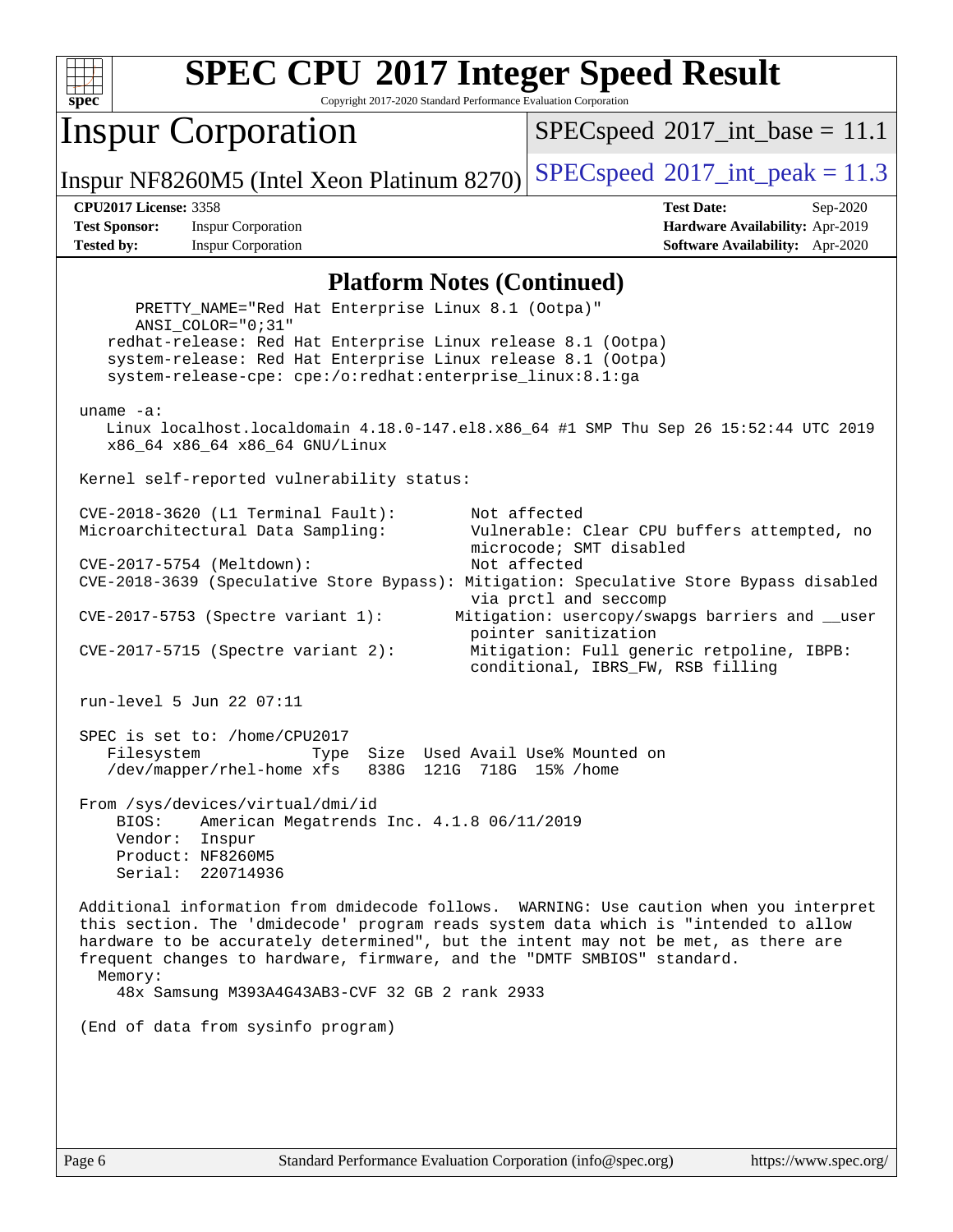# SPEC CPU 2017 Integer Speed Result

Copyright 2017-2020 Standard Performance Evaluation Corporation

## Inspur Corporation

Inspur NF8260M5 (Intel Xeon Platinum 8270)

SPECspeed 2017_int_base = 11.1

SPECspeed 2017_int_peak = 11.3

**CPU2017 License:** 3358
**Test Sponsor:** Inspur Corporation
**Tested by:** Inspur Corporation

**Test Date:** Sep-2020
**Hardware Availability:** Apr-2019
**Software Availability:** Apr-2020

### Platform Notes (Continued)

```
      PRETTY_NAME="Red Hat Enterprise Linux 8.1 (Ootpa)"
      ANSI_COLOR="0;31"
    redhat-release: Red Hat Enterprise Linux release 8.1 (Ootpa)
    system-release: Red Hat Enterprise Linux release 8.1 (Ootpa)
    system-release-cpe: cpe:/o:redhat:enterprise_linux:8.1:ga

 uname -a:
    Linux localhost.localdomain 4.18.0-147.el8.x86_64 #1 SMP Thu Sep 26 15:52:44 UTC 2019
    x86_64 x86_64 x86_64 GNU/Linux

 Kernel self-reported vulnerability status:

 CVE-2018-3620 (L1 Terminal Fault):          Not affected
 Microarchitectural Data Sampling:           Vulnerable: Clear CPU buffers attempted, no
                                             microcode; SMT disabled
 CVE-2017-5754 (Meltdown):                   Not affected
 CVE-2018-3639 (Speculative Store Bypass): Mitigation: Speculative Store Bypass disabled
                                             via prctl and seccomp
 CVE-2017-5753 (Spectre variant 1):         Mitigation: usercopy/swapgs barriers and __user
                                             pointer sanitization
 CVE-2017-5715 (Spectre variant 2):          Mitigation: Full generic retpoline, IBPB:
                                             conditional, IBRS_FW, RSB filling

 run-level 5 Jun 22 07:11

 SPEC is set to: /home/CPU2017
    Filesystem            Type  Size  Used Avail Use% Mounted on
    /dev/mapper/rhel-home xfs   838G  121G  718G  15% /home

 From /sys/devices/virtual/dmi/id
     BIOS:    American Megatrends Inc. 4.1.8 06/11/2019
     Vendor:  Inspur
     Product: NF8260M5
     Serial:  220714936

 Additional information from dmidecode follows.  WARNING: Use caution when you interpret
 this section. The 'dmidecode' program reads system data which is "intended to allow
 hardware to be accurately determined", but the intent may not be met, as there are
 frequent changes to hardware, firmware, and the "DMTF SMBIOS" standard.
   Memory:
     48x Samsung M393A4G43AB3-CVF 32 GB 2 rank 2933

 (End of data from sysinfo program)
```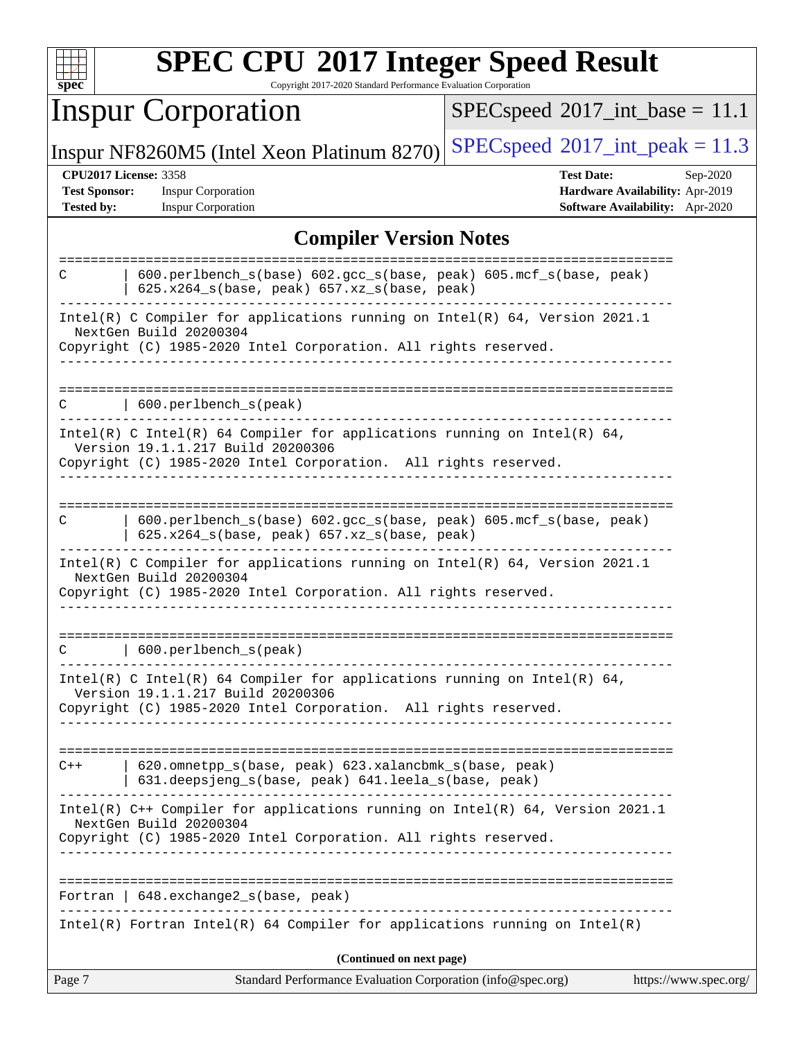# SPEC CPU 2017 Integer Speed Result

Copyright 2017-2020 Standard Performance Evaluation Corporation

# Inspur Corporation

Inspur NF8260M5 (Intel Xeon Platinum 8270)

SPECspeed 2017_int_base = 11.1

SPECspeed 2017_int_peak = 11.3

**CPU2017 License:** 3358
**Test Sponsor:** Inspur Corporation
**Tested by:** Inspur Corporation

**Test Date:** Sep-2020
**Hardware Availability:** Apr-2019
**Software Availability:** Apr-2020

## Compiler Version Notes

```
==============================================================================
C       | 600.perlbench_s(base) 602.gcc_s(base, peak) 605.mcf_s(base, peak)
        | 625.x264_s(base, peak) 657.xz_s(base, peak)
------------------------------------------------------------------------------
Intel(R) C Compiler for applications running on Intel(R) 64, Version 2021.1
  NextGen Build 20200304
Copyright (C) 1985-2020 Intel Corporation. All rights reserved.
------------------------------------------------------------------------------

==============================================================================
C       | 600.perlbench_s(peak)
------------------------------------------------------------------------------
Intel(R) C Intel(R) 64 Compiler for applications running on Intel(R) 64,
  Version 19.1.1.217 Build 20200306
Copyright (C) 1985-2020 Intel Corporation.  All rights reserved.
------------------------------------------------------------------------------

==============================================================================
C       | 600.perlbench_s(base) 602.gcc_s(base, peak) 605.mcf_s(base, peak)
        | 625.x264_s(base, peak) 657.xz_s(base, peak)
------------------------------------------------------------------------------
Intel(R) C Compiler for applications running on Intel(R) 64, Version 2021.1
  NextGen Build 20200304
Copyright (C) 1985-2020 Intel Corporation. All rights reserved.
------------------------------------------------------------------------------

==============================================================================
C       | 600.perlbench_s(peak)
------------------------------------------------------------------------------
Intel(R) C Intel(R) 64 Compiler for applications running on Intel(R) 64,
  Version 19.1.1.217 Build 20200306
Copyright (C) 1985-2020 Intel Corporation.  All rights reserved.
------------------------------------------------------------------------------

==============================================================================
C++     | 620.omnetpp_s(base, peak) 623.xalancbmk_s(base, peak)
        | 631.deepsjeng_s(base, peak) 641.leela_s(base, peak)
------------------------------------------------------------------------------
Intel(R) C++ Compiler for applications running on Intel(R) 64, Version 2021.1
  NextGen Build 20200304
Copyright (C) 1985-2020 Intel Corporation. All rights reserved.
------------------------------------------------------------------------------

==============================================================================
Fortran | 648.exchange2_s(base, peak)
------------------------------------------------------------------------------
Intel(R) Fortran Intel(R) 64 Compiler for applications running on Intel(R)
```

**(Continued on next page)**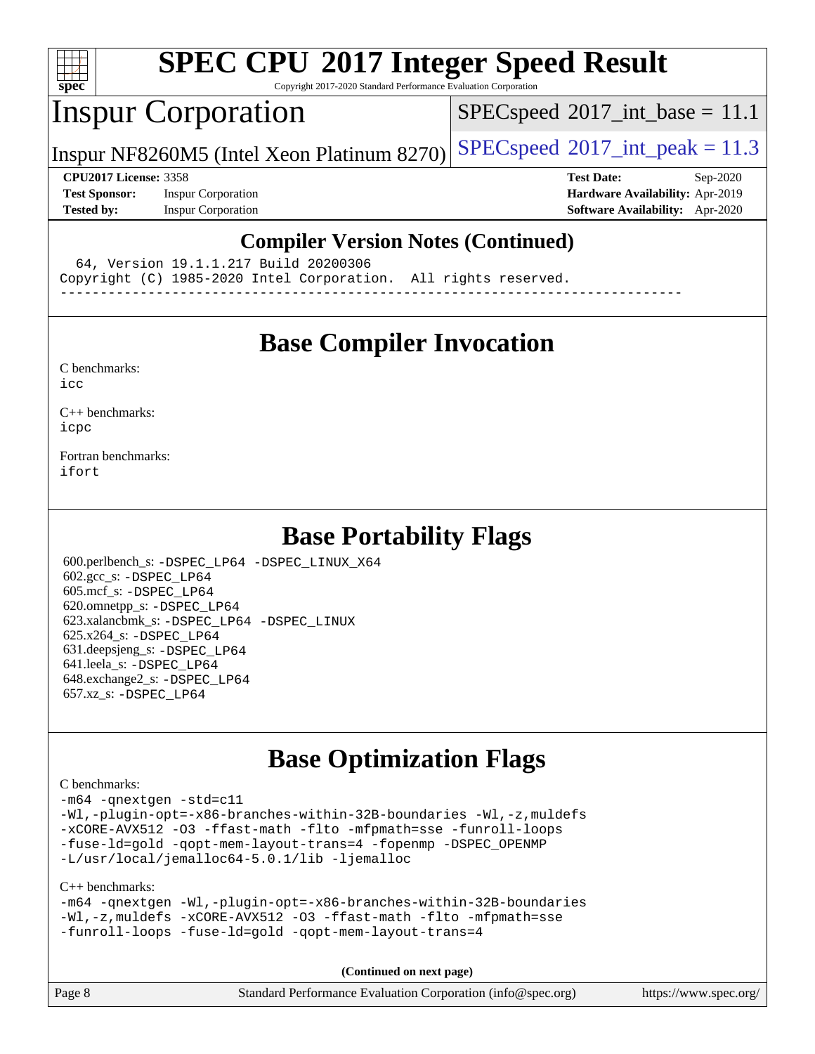## Compiler Version Notes (Continued)

```
  64, Version 19.1.1.217 Build 20200306
Copyright (C) 1985-2020 Intel Corporation.  All rights reserved.
------------------------------------------------------------------------------
```

## Base Compiler Invocation

C benchmarks:
icc

C++ benchmarks:
icpc

Fortran benchmarks:
ifort

## Base Portability Flags

600.perlbench_s: -DSPEC_LP64 -DSPEC_LINUX_X64
602.gcc_s: -DSPEC_LP64
605.mcf_s: -DSPEC_LP64
620.omnetpp_s: -DSPEC_LP64
623.xalancbmk_s: -DSPEC_LP64 -DSPEC_LINUX
625.x264_s: -DSPEC_LP64
631.deepsjeng_s: -DSPEC_LP64
641.leela_s: -DSPEC_LP64
648.exchange2_s: -DSPEC_LP64
657.xz_s: -DSPEC_LP64

## Base Optimization Flags

C benchmarks:

```
-m64 -qnextgen -std=c11
-Wl,-plugin-opt=-x86-branches-within-32B-boundaries -Wl,-z,muldefs
-xCORE-AVX512 -O3 -ffast-math -flto -mfpmath=sse -funroll-loops
-fuse-ld=gold -qopt-mem-layout-trans=4 -fopenmp -DSPEC_OPENMP
-L/usr/local/jemalloc64-5.0.1/lib -ljemalloc
```

C++ benchmarks:

```
-m64 -qnextgen -Wl,-plugin-opt=-x86-branches-within-32B-boundaries
-Wl,-z,muldefs -xCORE-AVX512 -O3 -ffast-math -flto -mfpmath=sse
-funroll-loops -fuse-ld=gold -qopt-mem-layout-trans=4
```

**(Continued on next page)**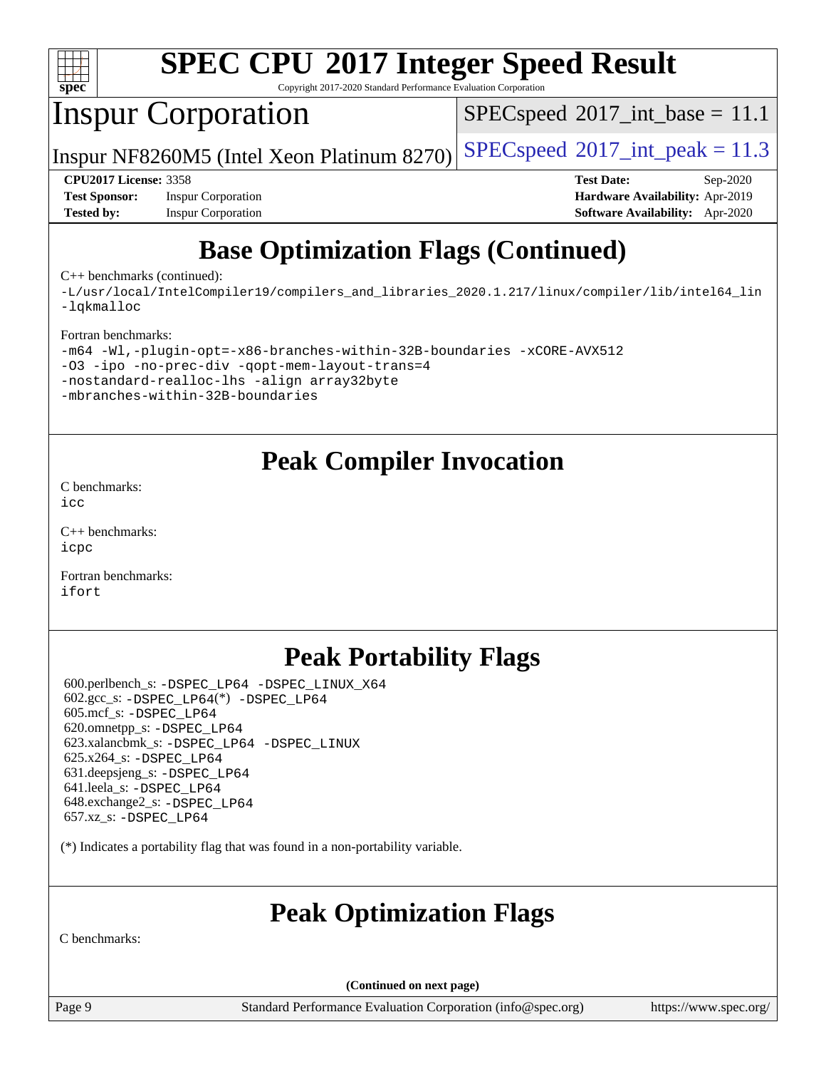# SPEC CPU 2017 Integer Speed Result

Copyright 2017-2020 Standard Performance Evaluation Corporation

## Inspur Corporation

Inspur NF8260M5 (Intel Xeon Platinum 8270)

SPECspeed 2017_int_base = 11.1

SPECspeed 2017_int_peak = 11.3

**CPU2017 License:** 3358
**Test Sponsor:** Inspur Corporation
**Tested by:** Inspur Corporation

**Test Date:** Sep-2020
**Hardware Availability:** Apr-2019
**Software Availability:** Apr-2020

## Base Optimization Flags (Continued)

C++ benchmarks (continued):

```
-L/usr/local/IntelCompiler19/compilers_and_libraries_2020.1.217/linux/compiler/lib/intel64_lin
-lqkmalloc
```

Fortran benchmarks:

```
-m64 -Wl,-plugin-opt=-x86-branches-within-32B-boundaries -xCORE-AVX512
-O3 -ipo -no-prec-div -qopt-mem-layout-trans=4
-nostandard-realloc-lhs -align array32byte
-mbranches-within-32B-boundaries
```

## Peak Compiler Invocation

C benchmarks:
icc

C++ benchmarks:
icpc

Fortran benchmarks:
ifort

## Peak Portability Flags

600.perlbench_s: -DSPEC_LP64 -DSPEC_LINUX_X64
602.gcc_s: -DSPEC_LP64(*) -DSPEC_LP64
605.mcf_s: -DSPEC_LP64
620.omnetpp_s: -DSPEC_LP64
623.xalancbmk_s: -DSPEC_LP64 -DSPEC_LINUX
625.x264_s: -DSPEC_LP64
631.deepsjeng_s: -DSPEC_LP64
641.leela_s: -DSPEC_LP64
648.exchange2_s: -DSPEC_LP64
657.xz_s: -DSPEC_LP64

(*) Indicates a portability flag that was found in a non-portability variable.

## Peak Optimization Flags

C benchmarks:

(Continued on next page)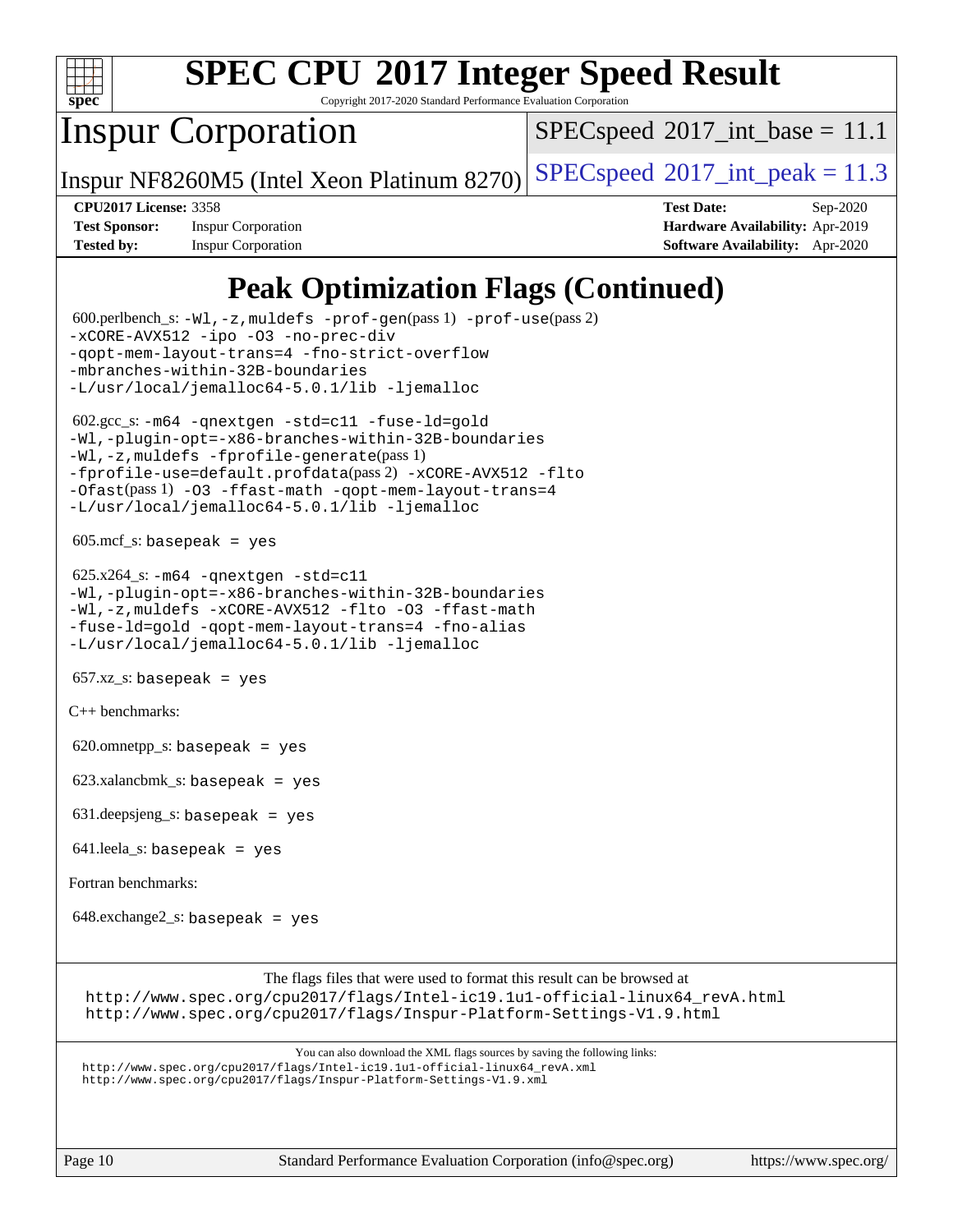# SPEC CPU 2017 Integer Speed Result

Copyright 2017-2020 Standard Performance Evaluation Corporation

## Inspur Corporation

Inspur NF8260M5 (Intel Xeon Platinum 8270)

SPECspeed 2017_int_base = 11.1

SPECspeed 2017_int_peak = 11.3

**CPU2017 License:** 3358
**Test Sponsor:** Inspur Corporation
**Tested by:** Inspur Corporation

**Test Date:** Sep-2020
**Hardware Availability:** Apr-2019
**Software Availability:** Apr-2020

## Peak Optimization Flags (Continued)

600.perlbench_s: -Wl,-z,muldefs -prof-gen(pass 1) -prof-use(pass 2) -xCORE-AVX512 -ipo -O3 -no-prec-div -qopt-mem-layout-trans=4 -fno-strict-overflow -mbranches-within-32B-boundaries -L/usr/local/jemalloc64-5.0.1/lib -ljemalloc

602.gcc_s: -m64 -qnextgen -std=c11 -fuse-ld=gold -Wl,-plugin-opt=-x86-branches-within-32B-boundaries -Wl,-z,muldefs -fprofile-generate(pass 1) -fprofile-use=default.profdata(pass 2) -xCORE-AVX512 -flto -Ofast(pass 1) -O3 -ffast-math -qopt-mem-layout-trans=4 -L/usr/local/jemalloc64-5.0.1/lib -ljemalloc

605.mcf_s: basepeak = yes

625.x264_s: -m64 -qnextgen -std=c11 -Wl,-plugin-opt=-x86-branches-within-32B-boundaries -Wl,-z,muldefs -xCORE-AVX512 -flto -O3 -ffast-math -fuse-ld=gold -qopt-mem-layout-trans=4 -fno-alias -L/usr/local/jemalloc64-5.0.1/lib -ljemalloc

657.xz_s: basepeak = yes

C++ benchmarks:

620.omnetpp_s: basepeak = yes

623.xalancbmk_s: basepeak = yes

631.deepsjeng_s: basepeak = yes

641.leela_s: basepeak = yes

Fortran benchmarks:

648.exchange2_s: basepeak = yes

The flags files that were used to format this result can be browsed at
http://www.spec.org/cpu2017/flags/Intel-ic19.1u1-official-linux64_revA.html
http://www.spec.org/cpu2017/flags/Inspur-Platform-Settings-V1.9.html

You can also download the XML flags sources by saving the following links:
http://www.spec.org/cpu2017/flags/Intel-ic19.1u1-official-linux64_revA.xml
http://www.spec.org/cpu2017/flags/Inspur-Platform-Settings-V1.9.xml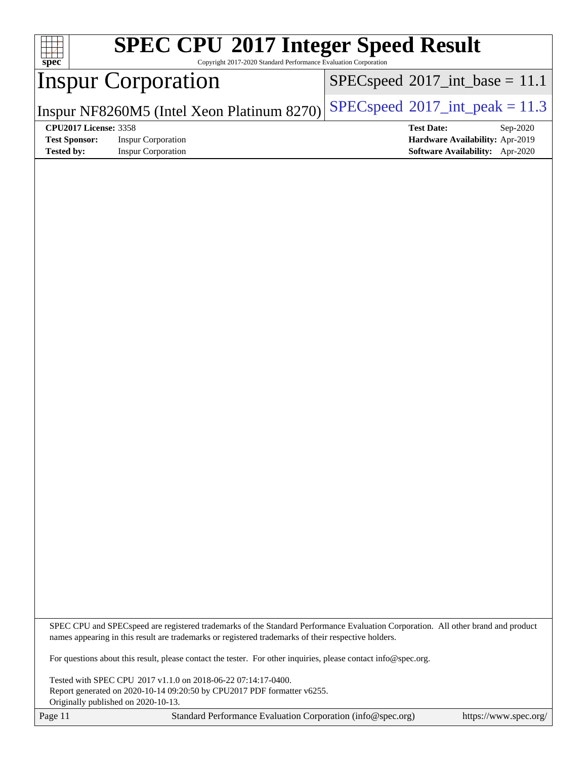SPEC CPU and SPECspeed are registered trademarks of the Standard Performance Evaluation Corporation. All other brand and product names appearing in this result are trademarks or registered trademarks of their respective holders.

For questions about this result, please contact the tester. For other inquiries, please contact info@spec.org.

Tested with SPEC CPU 2017 v1.1.0 on 2018-06-22 07:14:17-0400.
Report generated on 2020-10-14 09:20:50 by CPU2017 PDF formatter v6255.
Originally published on 2020-10-13.